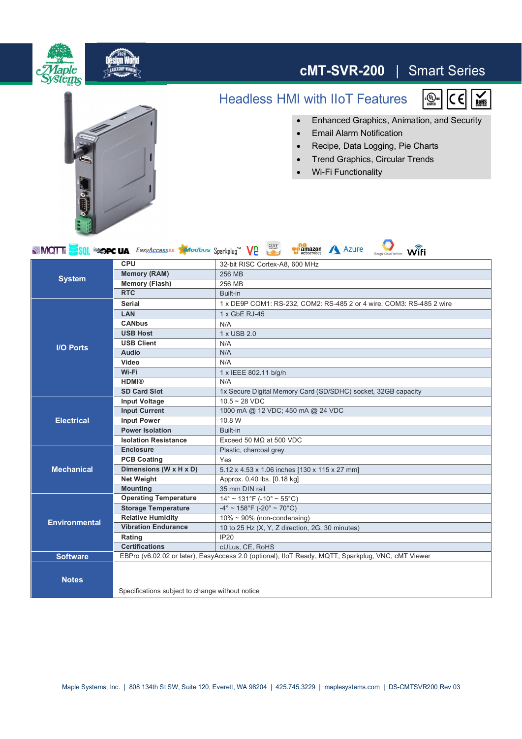# cMT-SVR-200 | Smart Series

## Headless HMI with IIoT Features

- Enhanced Graphics, Animation, and Security
- Email Alarm Notification
- Recipe, Data Logging, Pie Charts
- Trend Graphics, Circular Trends
- Wi-Fi Functionality

| | | |
|---|---|---|
| **System** | **CPU** | 32-bit RISC Cortex-A8, 600 MHz |
| | **Memory (RAM)** | 256 MB |
| | **Memory (Flash)** | 256 MB |
| | **RTC** | Built-in |
| **I/O Ports** | **Serial** | 1 x DE9P COM1: RS-232, COM2: RS-485 2 or 4 wire, COM3: RS-485 2 wire |
| | **LAN** | 1 x GbE RJ-45 |
| | **CANbus** | N/A |
| | **USB Host** | 1 x USB 2.0 |
| | **USB Client** | N/A |
| | **Audio** | N/A |
| | **Video** | N/A |
| | **Wi-Fi** | 1 x IEEE 802.11 b/g/n |
| | **HDMI®** | N/A |
| | **SD Card Slot** | 1x Secure Digital Memory Card (SD/SDHC) socket, 32GB capacity |
| **Electrical** | **Input Voltage** | 10.5 ~ 28 VDC |
| | **Input Current** | 1000 mA @ 12 VDC; 450 mA @ 24 VDC |
| | **Input Power** | 10.8 W |
| | **Power Isolation** | Built-in |
| | **Isolation Resistance** | Exceed 50 MΩ at 500 VDC |
| **Mechanical** | **Enclosure** | Plastic, charcoal grey |
| | **PCB Coating** | Yes |
| | **Dimensions (W x H x D)** | 5.12 x 4.53 x 1.06 inches [130 x 115 x 27 mm] |
| | **Net Weight** | Approx. 0.40 lbs. [0.18 kg] |
| | **Mounting** | 35 mm DIN rail |
| **Environmental** | **Operating Temperature** | 14° ~ 131°F (-10° ~ 55°C) |
| | **Storage Temperature** | -4° ~ 158°F (-20° ~ 70°C) |
| | **Relative Humidity** | 10% ~ 90% (non-condensing) |
| | **Vibration Endurance** | 10 to 25 Hz (X, Y, Z direction, 2G, 30 minutes) |
| | **Rating** | IP20 |
| | **Certifications** | cULus, CE, RoHS |
| **Software** | EBPro (v6.02.02 or later), EasyAccess 2.0 (optional), IIoT Ready, MQTT, Sparkplug, VNC, cMT Viewer | |
| **Notes** | Specifications subject to change without notice | |

Maple Systems, Inc. | 808 134th St SW, Suite 120, Everett, WA 98204 | 425.745.3229 | maplesystems.com | DS-CMTSVR200 Rev 03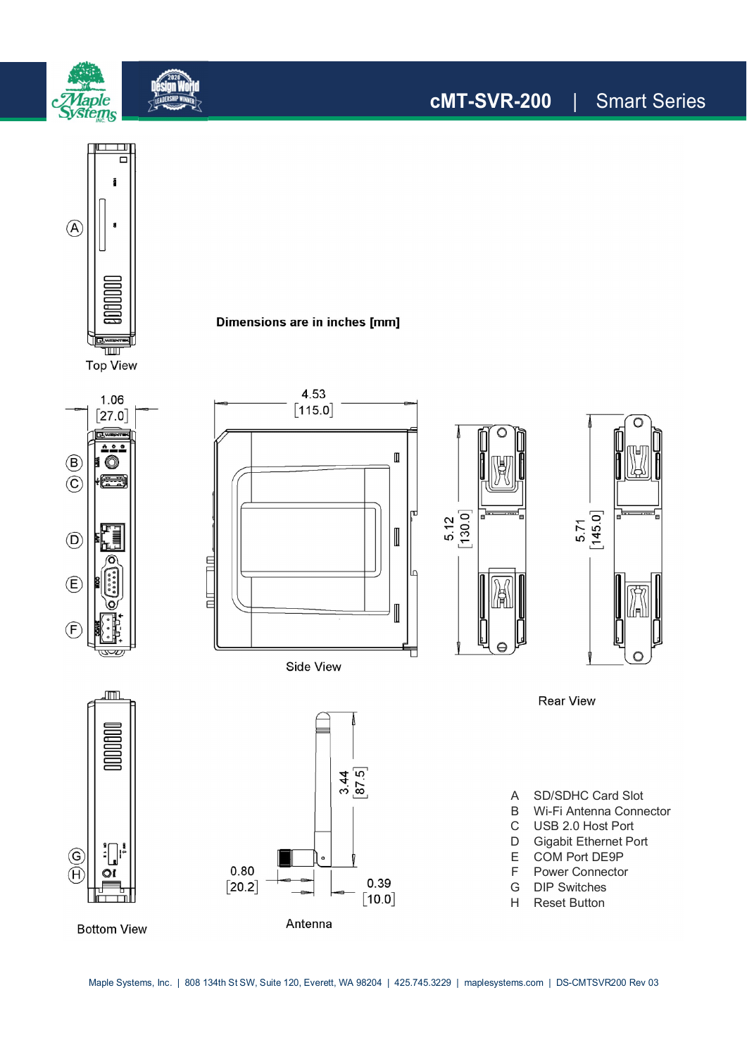# cMT-SVR-200 | Smart Series

Dimensions are in inches [mm]

Top View

1.06
[27.0]

4.53
[115.0]

5.12
[130.0]

5.71
[145.0]

Side View

Rear View

3.44
[87.5]

0.80
[20.2]

0.39
[10.0]

Bottom View

Antenna

| | |
|---|---|
| A | SD/SDHC Card Slot |
| B | Wi-Fi Antenna Connector |
| C | USB 2.0 Host Port |
| D | Gigabit Ethernet Port |
| E | COM Port DE9P |
| F | Power Connector |
| G | DIP Switches |
| H | Reset Button |

Maple Systems, Inc. | 808 134th St SW, Suite 120, Everett, WA 98204 | 425.745.3229 | maplesystems.com | DS-CMTSVR200 Rev 03